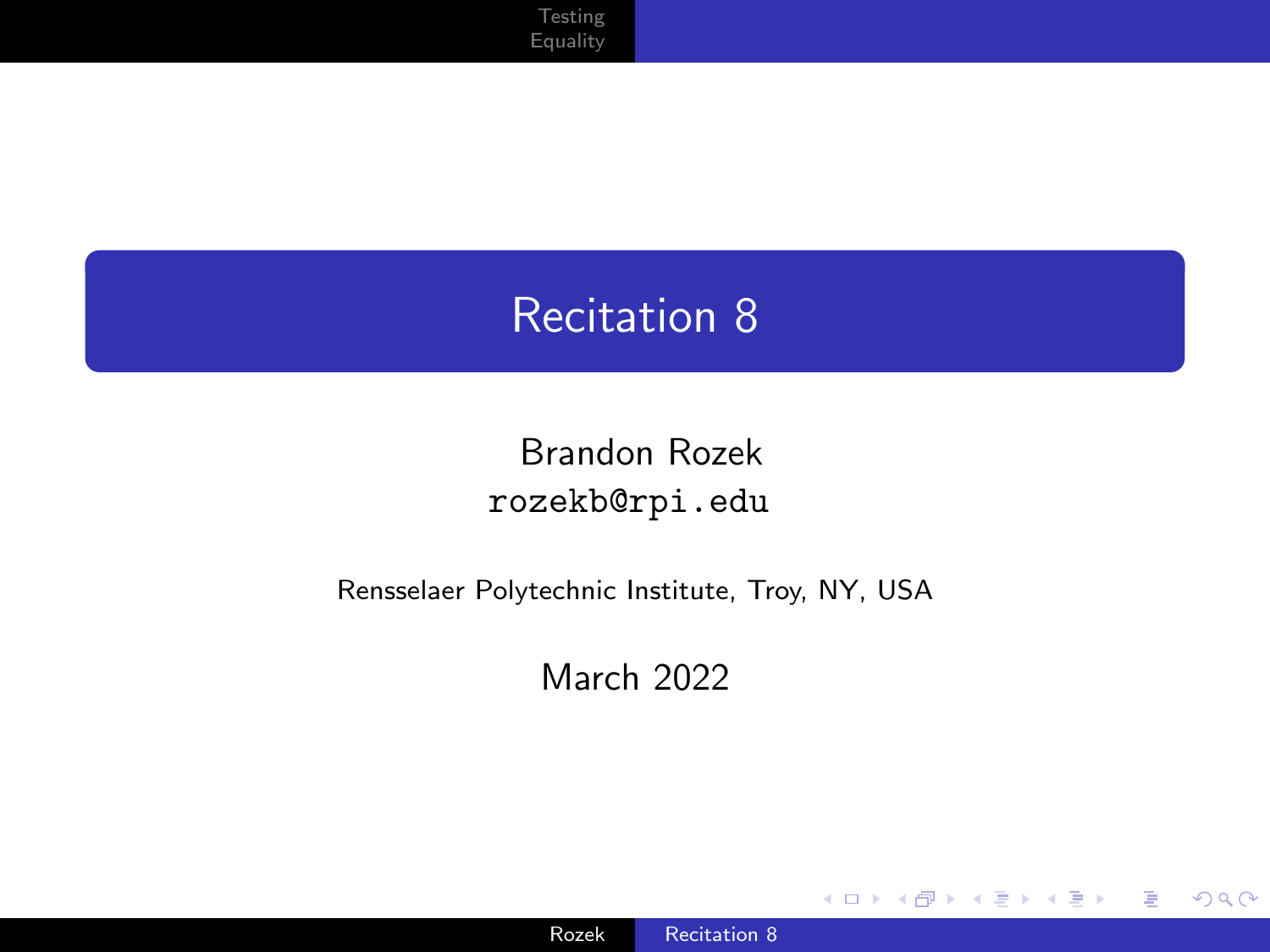# Recitation 8

Brandon Rozek
rozekb@rpi.edu

Rensselaer Polytechnic Institute, Troy, NY, USA

March 2022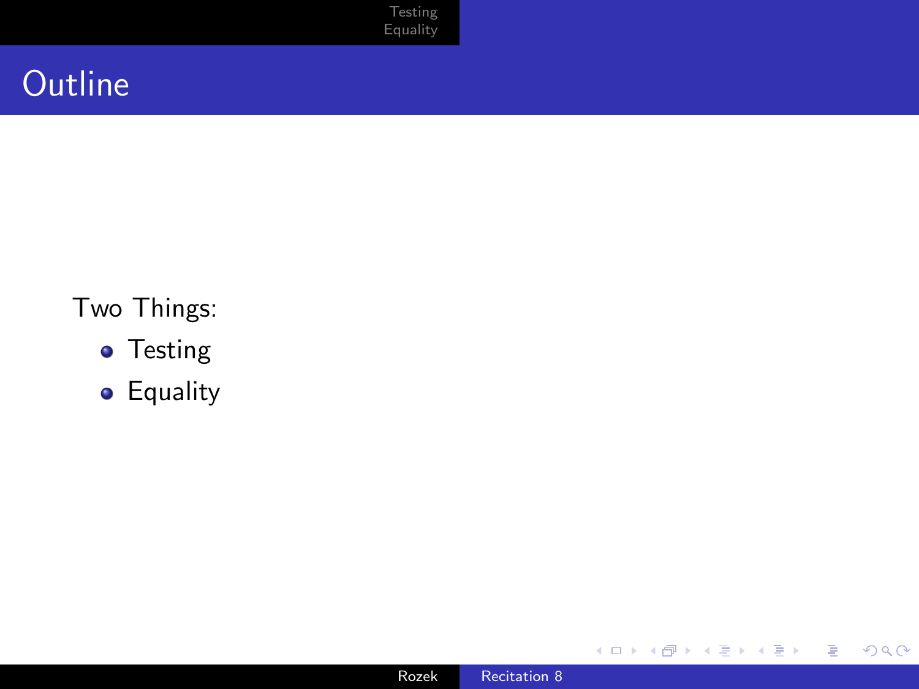# Outline

Two Things:

- Testing
- Equality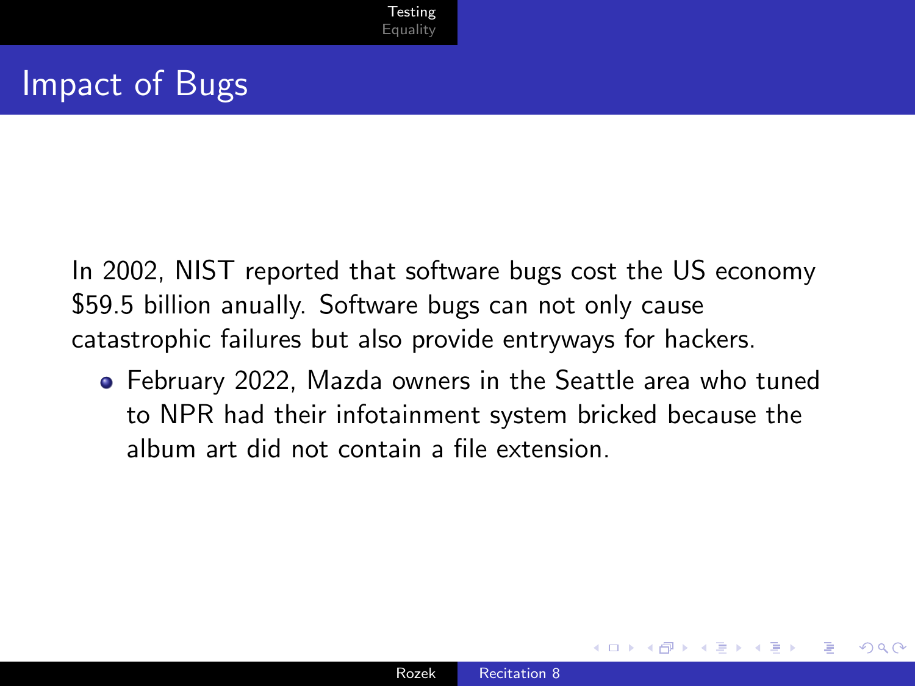# Impact of Bugs

In 2002, NIST reported that software bugs cost the US economy $59.5 billion anually. Software bugs can not only cause catastrophic failures but also provide entryways for hackers.

- February 2022, Mazda owners in the Seattle area who tuned to NPR had their infotainment system bricked because the album art did not contain a file extension.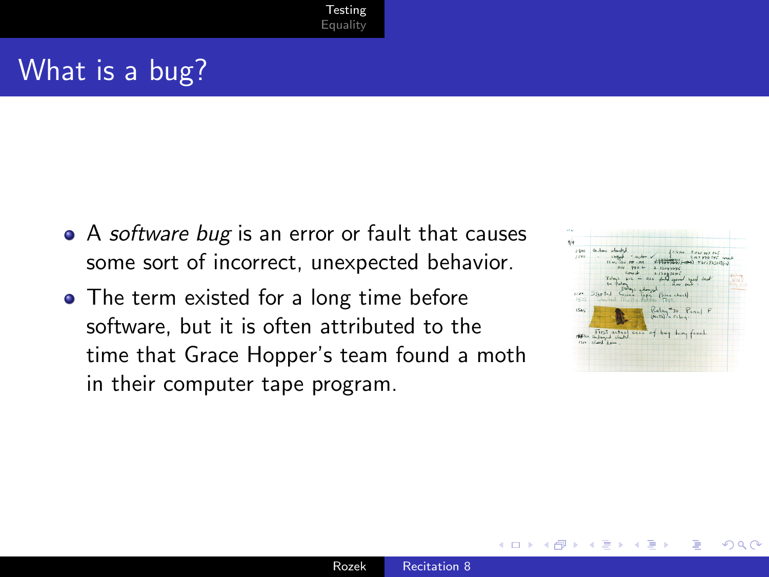# What is a bug?

- A *software bug* is an error or fault that causes some sort of incorrect, unexpected behavior.
- The term existed for a long time before software, but it is often attributed to the time that Grace Hopper's team found a moth in their computer tape program.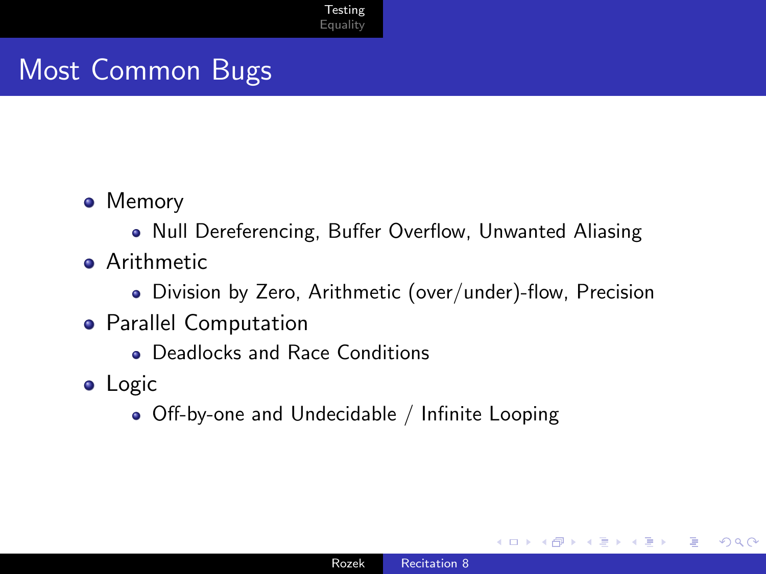# Most Common Bugs

- Memory
  - Null Dereferencing, Buffer Overflow, Unwanted Aliasing
- Arithmetic
  - Division by Zero, Arithmetic (over/under)-flow, Precision
- Parallel Computation
  - Deadlocks and Race Conditions
- Logic
  - Off-by-one and Undecidable / Infinite Looping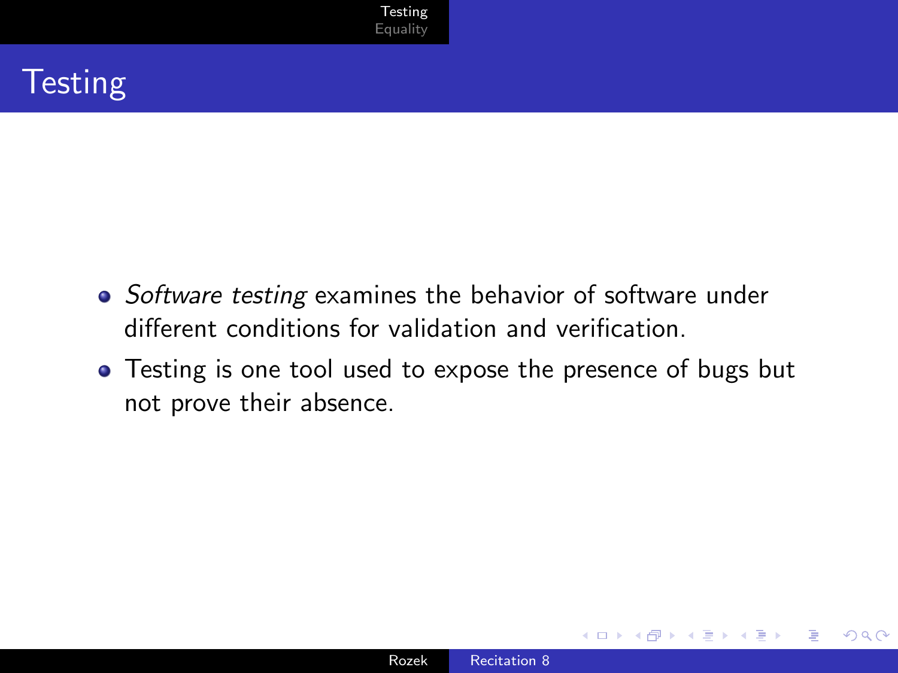# Testing

- *Software testing* examines the behavior of software under different conditions for validation and verification.
- Testing is one tool used to expose the presence of bugs but not prove their absence.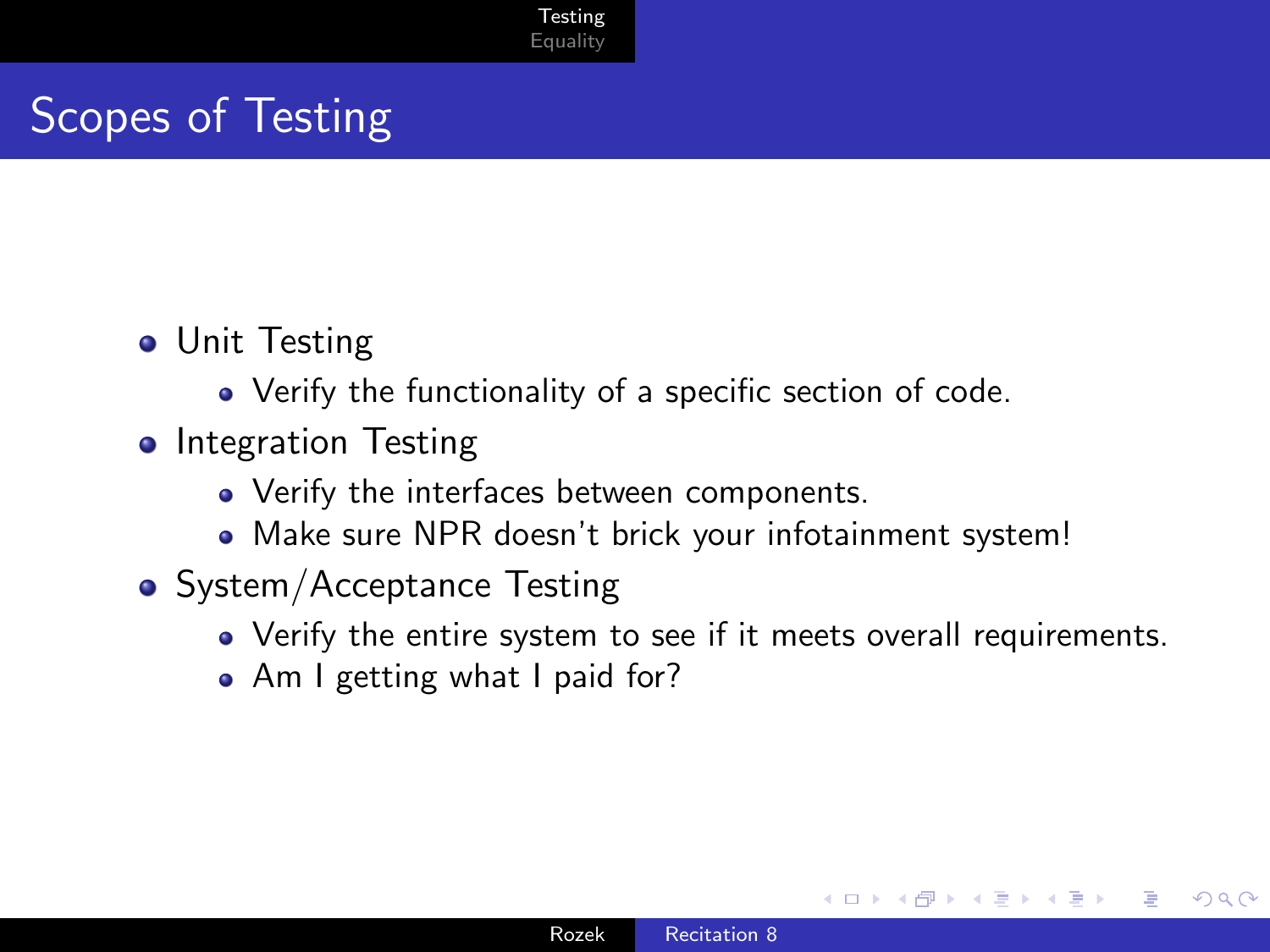# Scopes of Testing

- Unit Testing
  - Verify the functionality of a specific section of code.
- Integration Testing
  - Verify the interfaces between components.
  - Make sure NPR doesn't brick your infotainment system!
- System/Acceptance Testing
  - Verify the entire system to see if it meets overall requirements.
  - Am I getting what I paid for?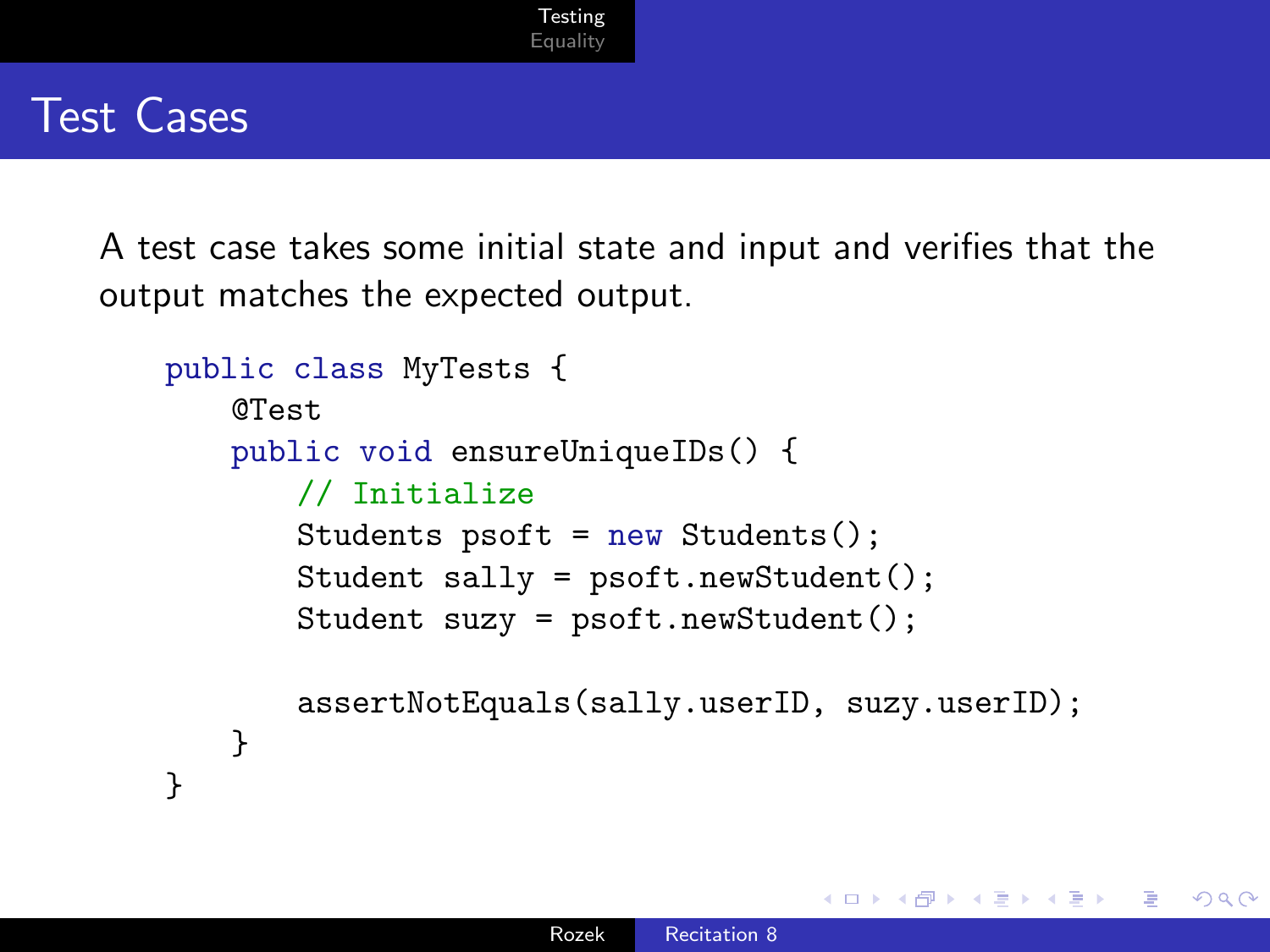# Test Cases

A test case takes some initial state and input and verifies that the output matches the expected output.

```java
public class MyTests {
    @Test
    public void ensureUniqueIDs() {
        // Initialize
        Students psoft = new Students();
        Student sally = psoft.newStudent();
        Student suzy = psoft.newStudent();

        assertNotEquals(sally.userID, suzy.userID);
    }
}
```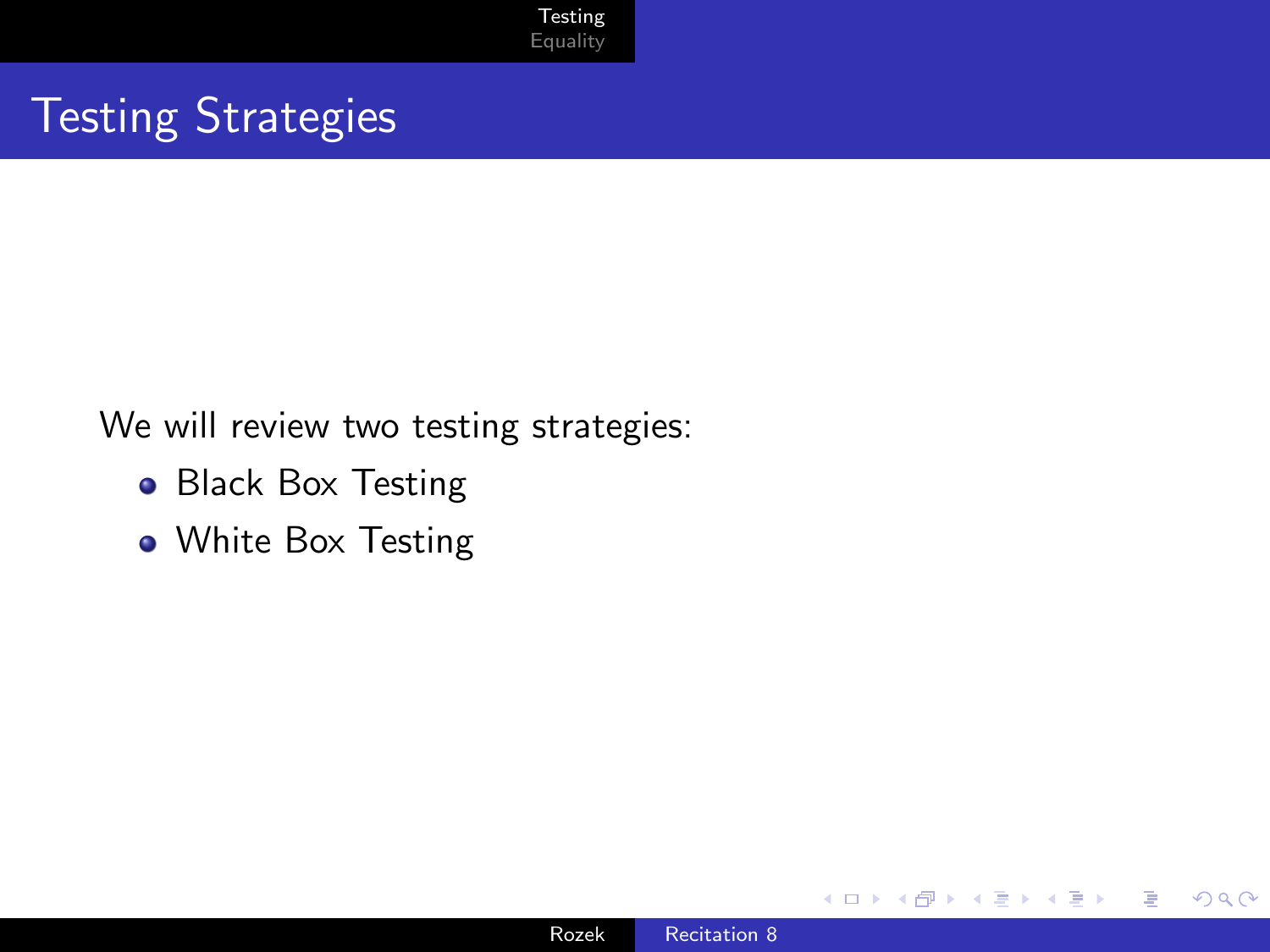# Testing Strategies

We will review two testing strategies:

- Black Box Testing
- White Box Testing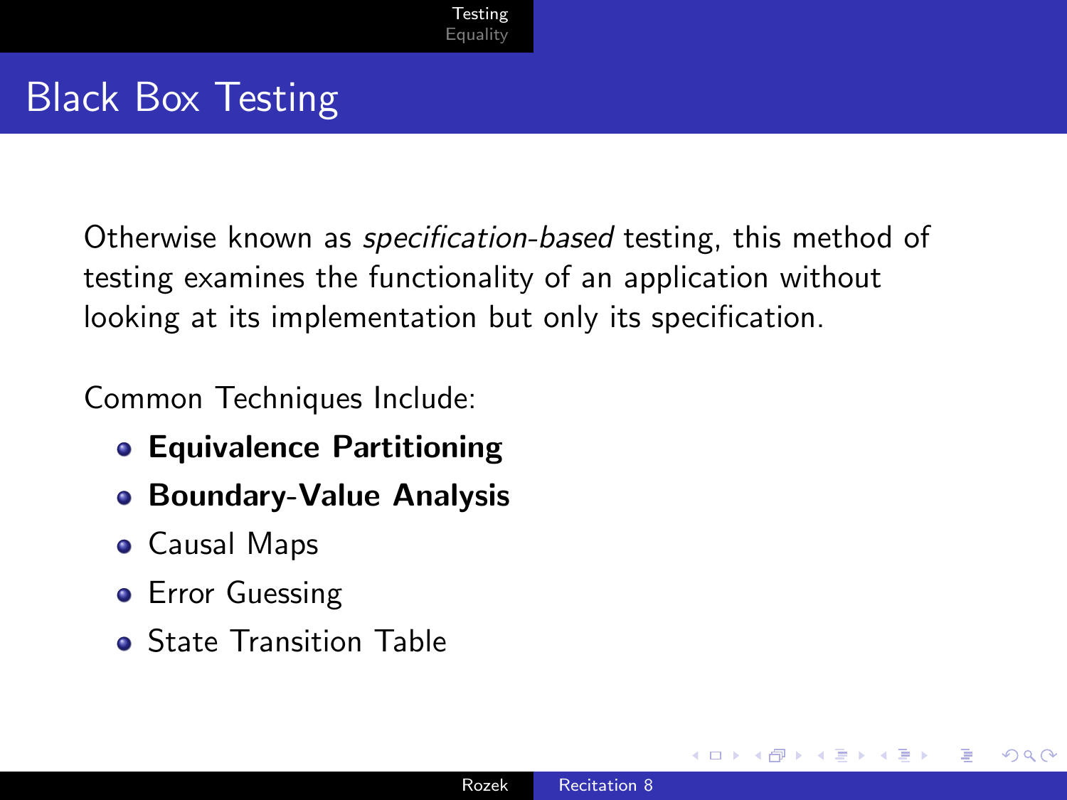# Black Box Testing

Otherwise known as *specification-based* testing, this method of testing examines the functionality of an application without looking at its implementation but only its specification.

Common Techniques Include:

- **Equivalence Partitioning**
- **Boundary-Value Analysis**
- Causal Maps
- Error Guessing
- State Transition Table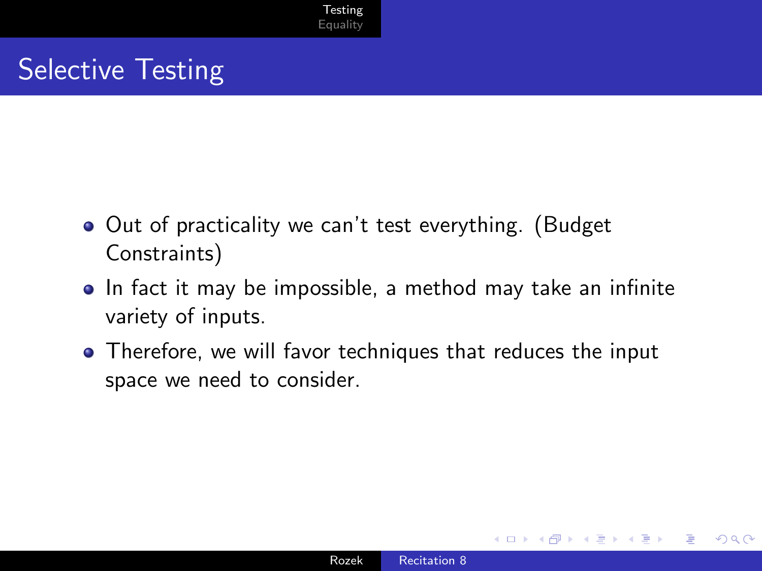# Selective Testing

- Out of practicality we can't test everything. (Budget Constraints)
- In fact it may be impossible, a method may take an infinite variety of inputs.
- Therefore, we will favor techniques that reduces the input space we need to consider.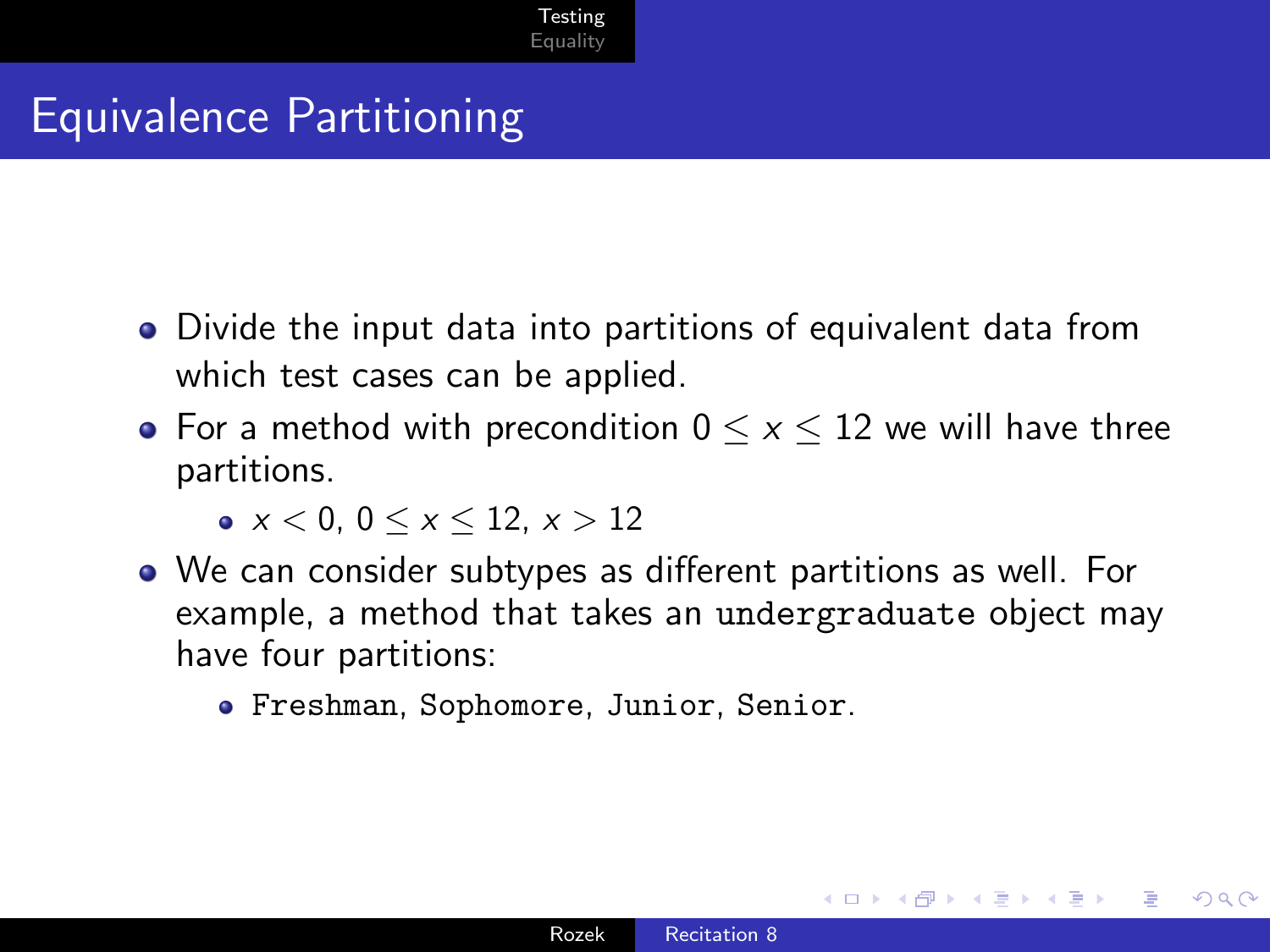# Equivalence Partitioning

- Divide the input data into partitions of equivalent data from which test cases can be applied.
- For a method with precondition $0 \leq x \leq 12$ we will have three partitions.
  - $x < 0$, $0 \leq x \leq 12$, $x > 12$
- We can consider subtypes as different partitions as well. For example, a method that takes an `undergraduate` object may have four partitions:
  - `Freshman`, `Sophomore`, `Junior`, `Senior`.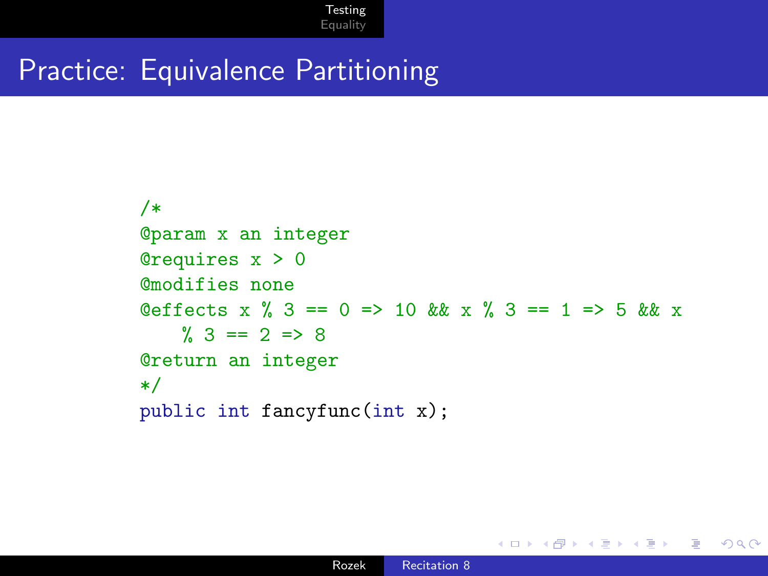# Practice: Equivalence Partitioning

```java
/*
@param x an integer
@requires x > 0
@modifies none
@effects x % 3 == 0 => 10 && x % 3 == 1 => 5 && x
    % 3 == 2 => 8
@return an integer
*/
public int fancyfunc(int x);
```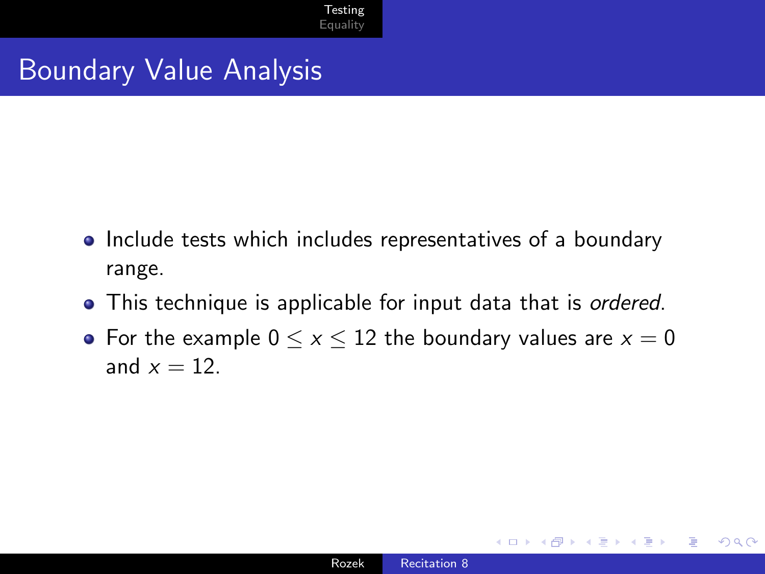# Boundary Value Analysis

- Include tests which includes representatives of a boundary range.
- This technique is applicable for input data that is *ordered*.
- For the example $0 \leq x \leq 12$ the boundary values are $x = 0$ and $x = 12$.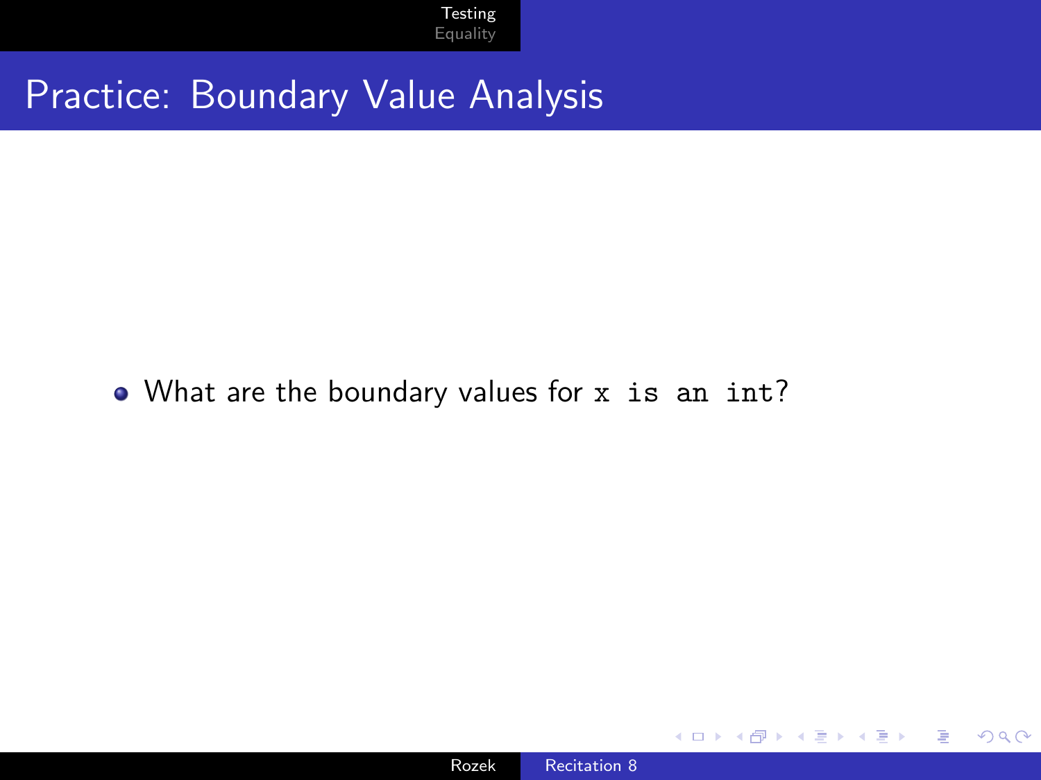# Practice: Boundary Value Analysis

- What are the boundary values for `x is an int`?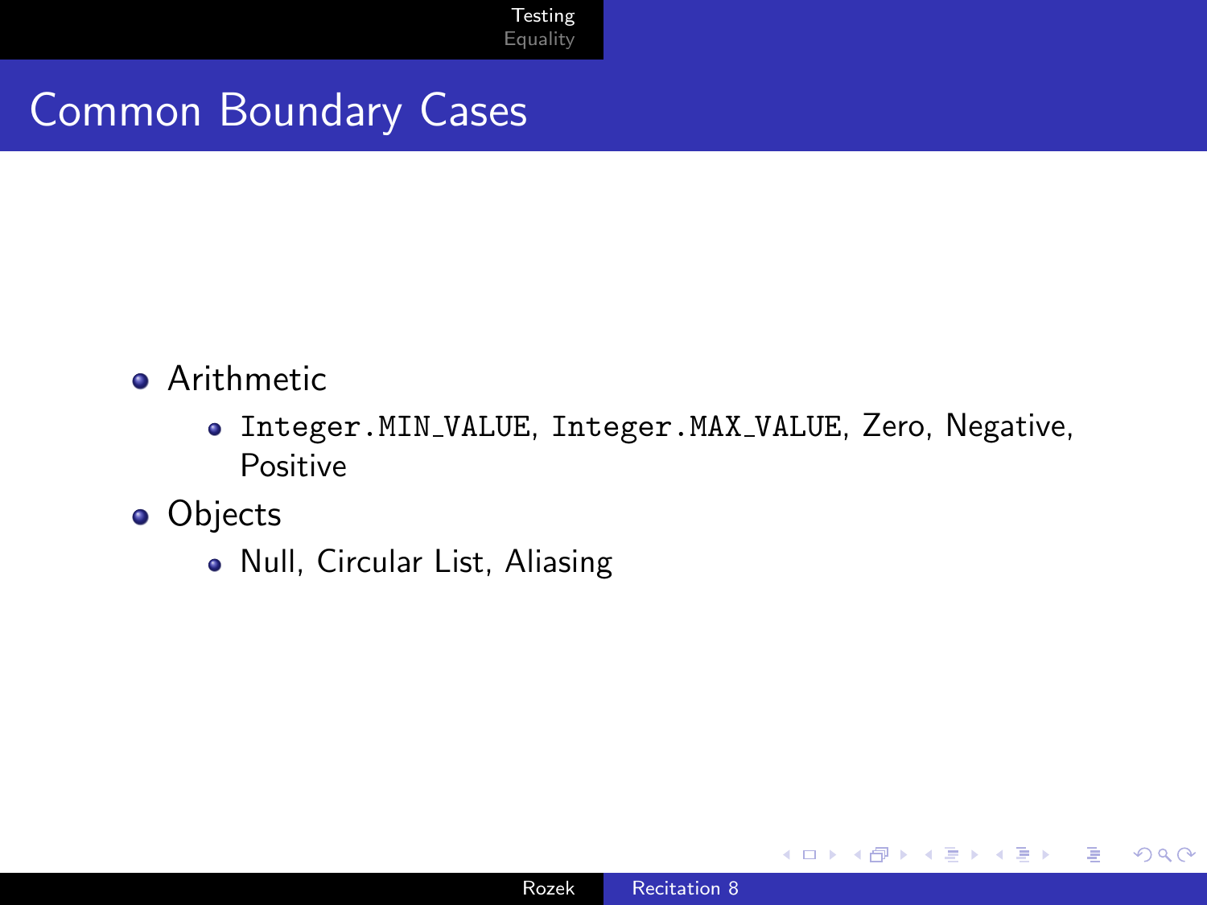# Common Boundary Cases

- Arithmetic
  - `Integer.MIN_VALUE`, `Integer.MAX_VALUE`, Zero, Negative, Positive
- Objects
  - Null, Circular List, Aliasing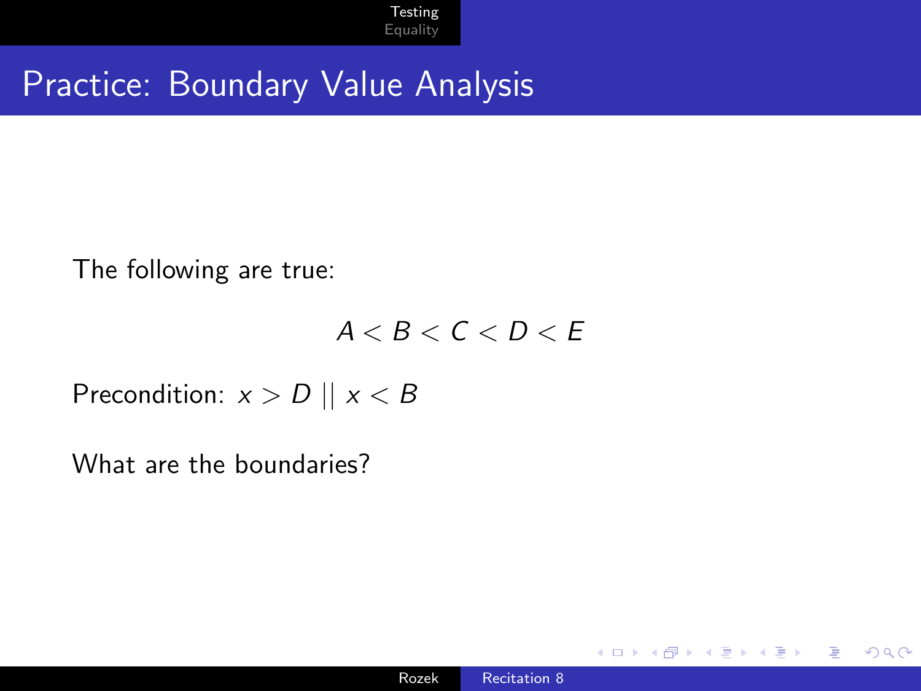# Practice: Boundary Value Analysis

The following are true:

$$A < B < C < D < E$$

Precondition: $x > D \mid\mid x < B$

What are the boundaries?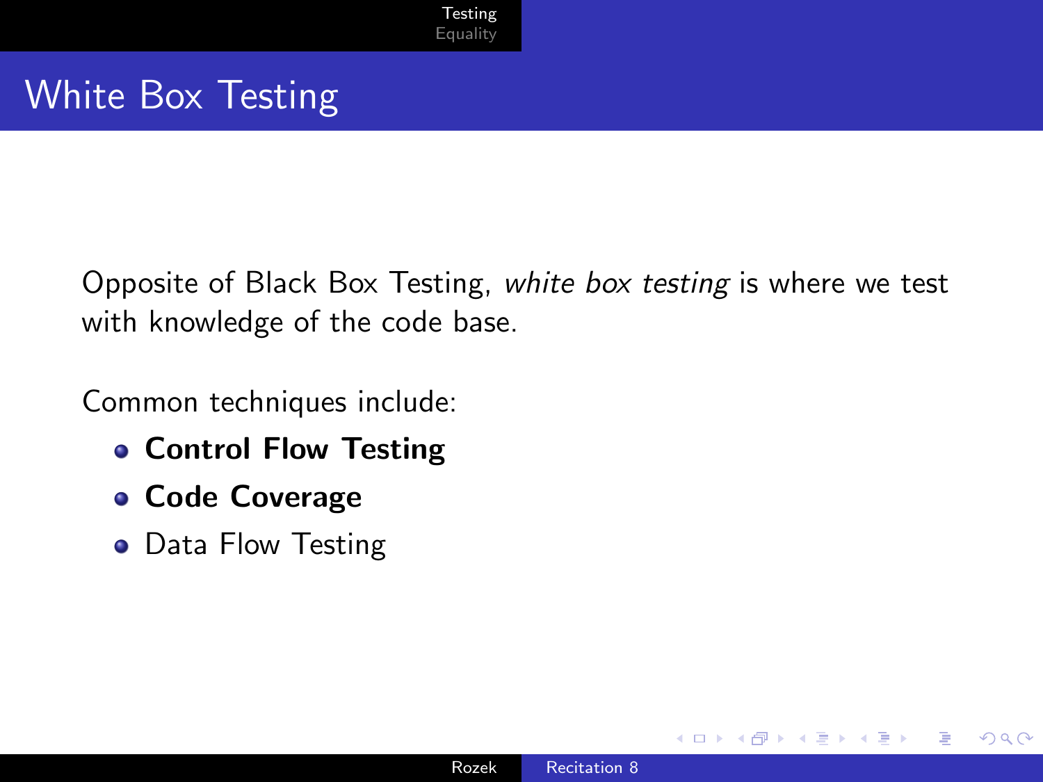# White Box Testing

Opposite of Black Box Testing, *white box testing* is where we test with knowledge of the code base.

Common techniques include:

- **Control Flow Testing**
- **Code Coverage**
- Data Flow Testing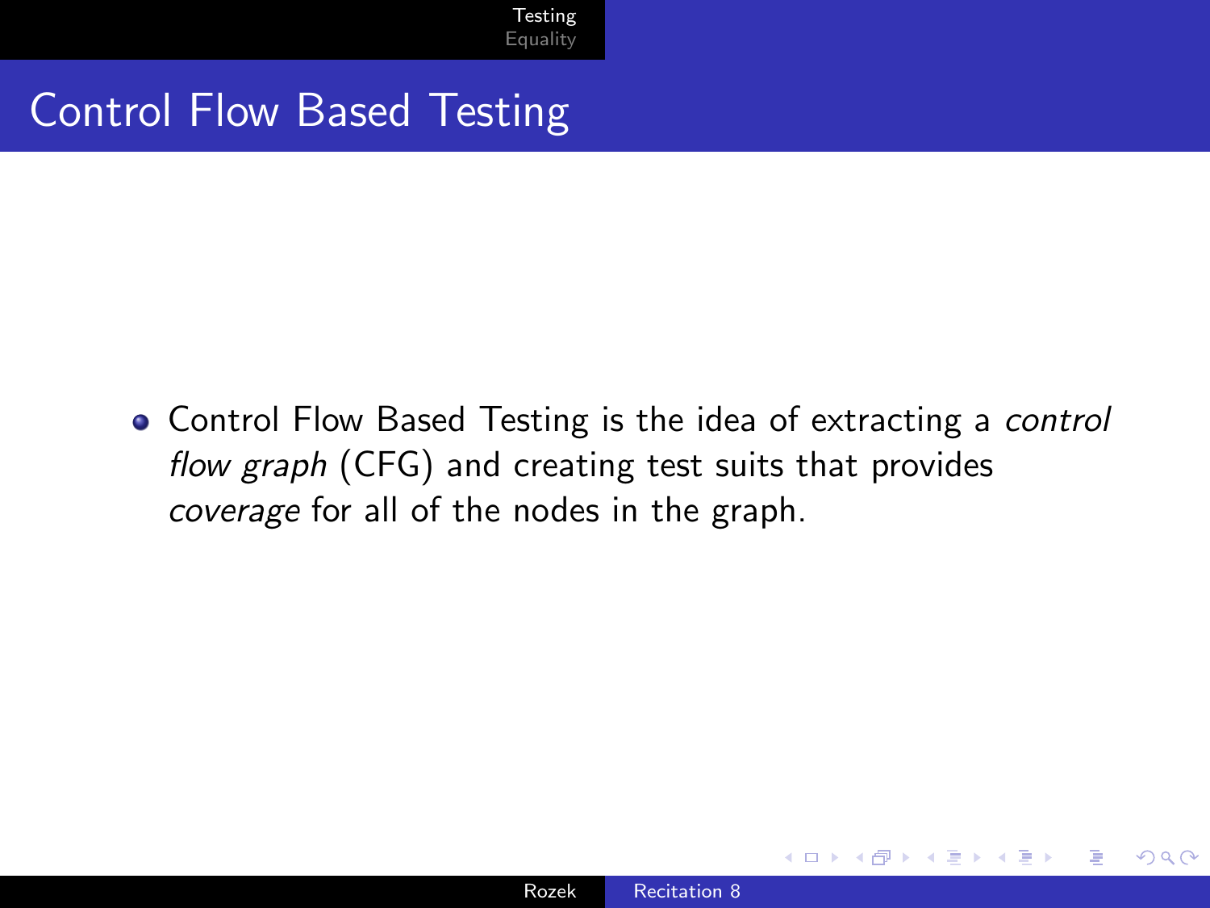# Control Flow Based Testing

- Control Flow Based Testing is the idea of extracting a *control flow graph* (CFG) and creating test suits that provides *coverage* for all of the nodes in the graph.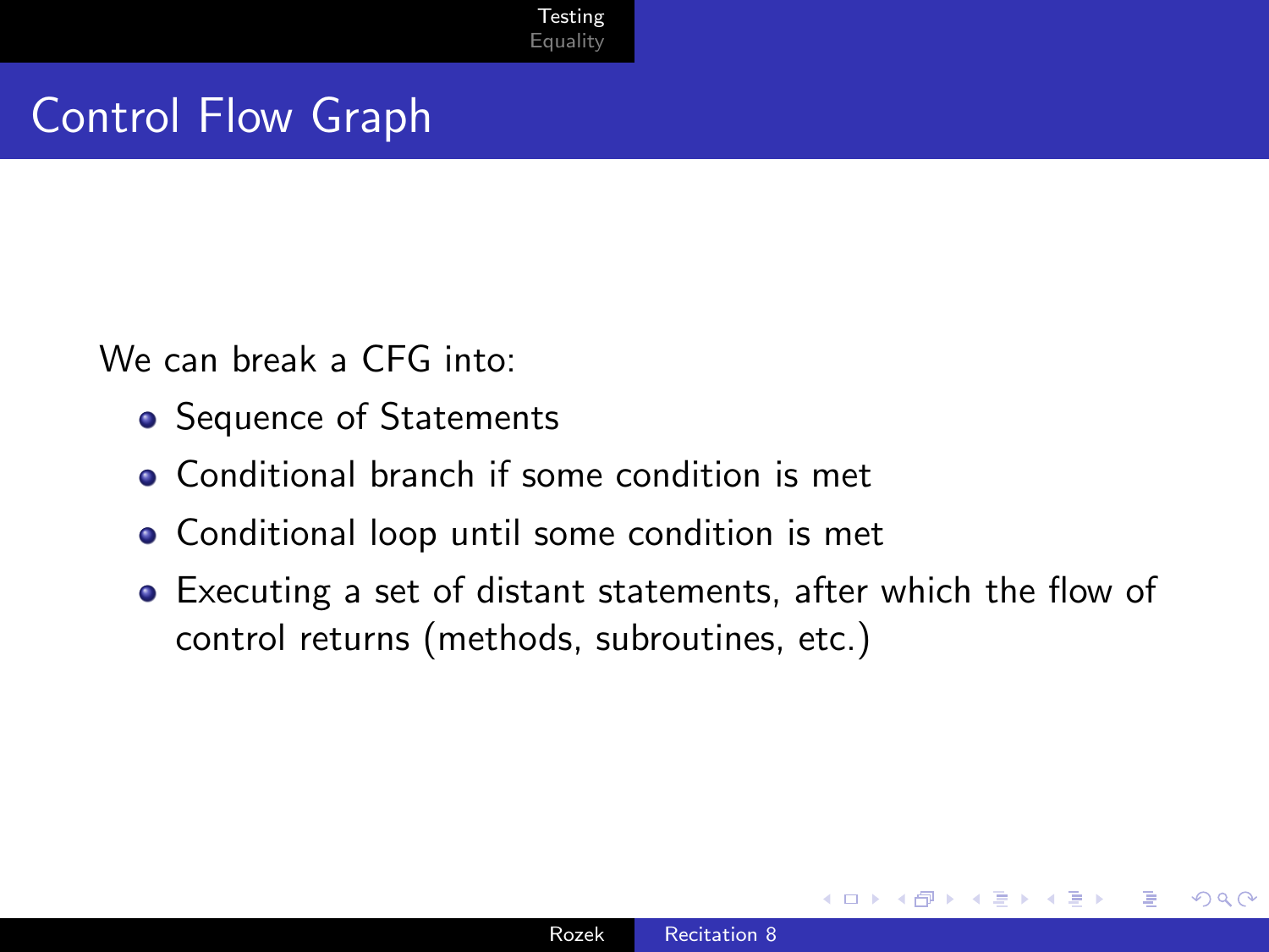## Control Flow Graph

We can break a CFG into:

- Sequence of Statements
- Conditional branch if some condition is met
- Conditional loop until some condition is met
- Executing a set of distant statements, after which the flow of control returns (methods, subroutines, etc.)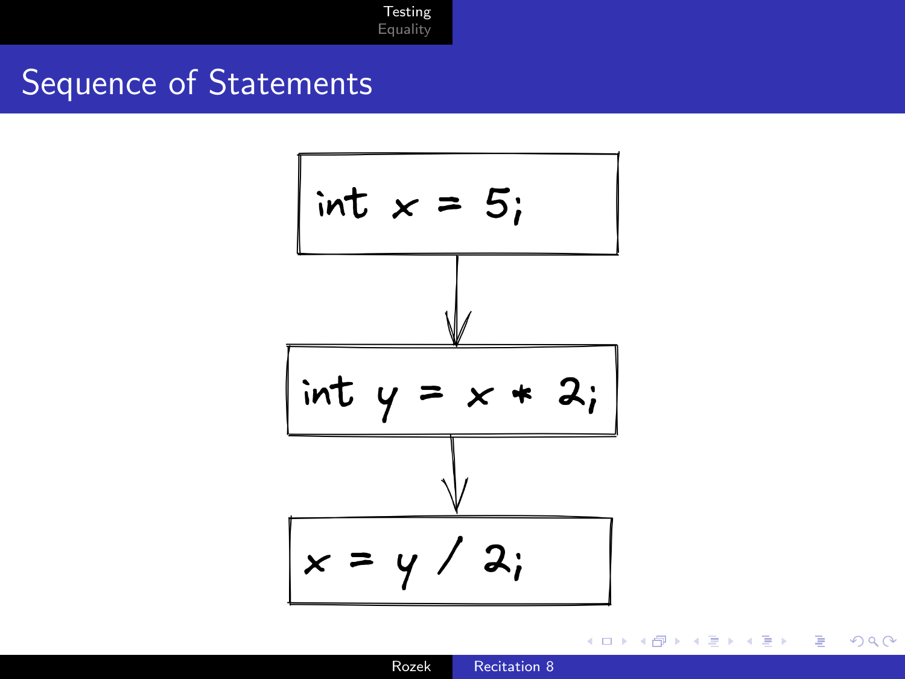## Sequence of Statements

```
int x = 5;
```

↓

```
int y = x * 2;
```

↓

```
x = y / 2;
```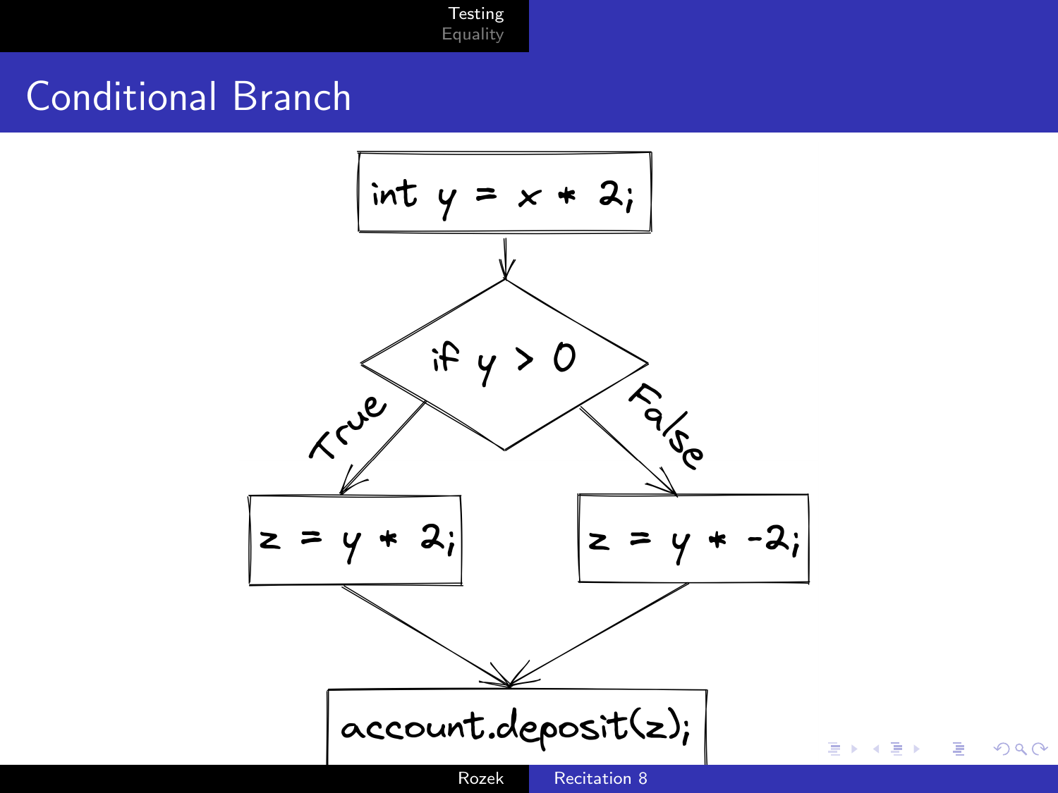# Conditional Branch

```
int y = x * 2;
```

if y > 0

True:

```
z = y * 2;
```

False:

```
z = y * -2;
```

```
account.deposit(z);
```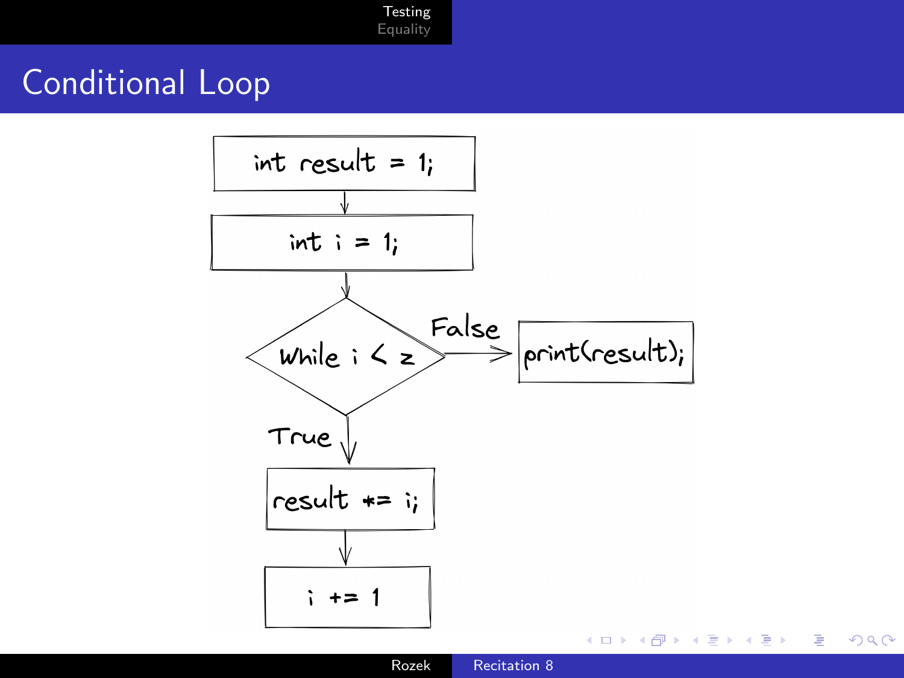# Conditional Loop

int result = 1;

int i = 1;

While i < z

False

print(result);

True

result *= i;

i += 1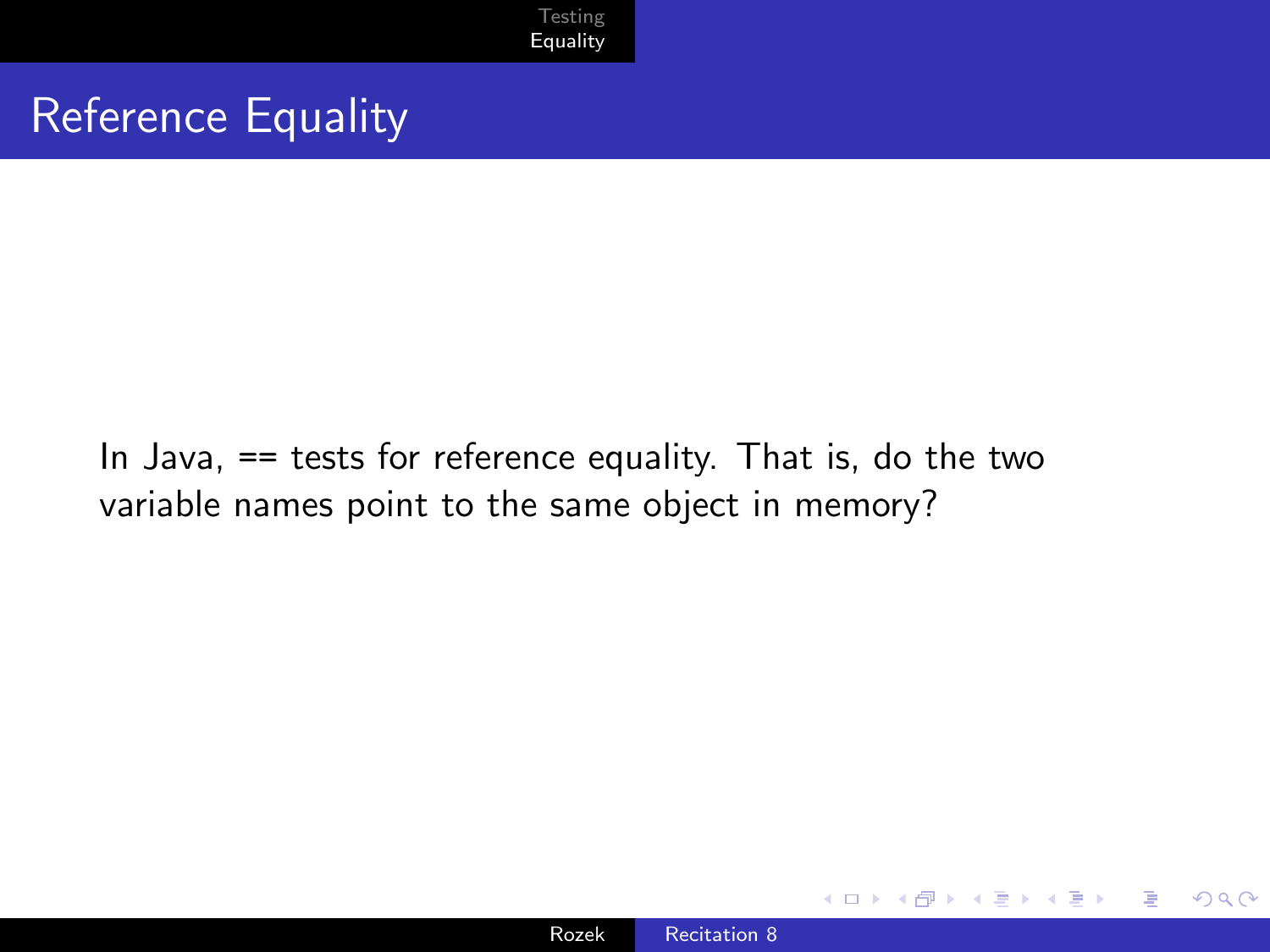# Reference Equality

In Java, == tests for reference equality. That is, do the two variable names point to the same object in memory?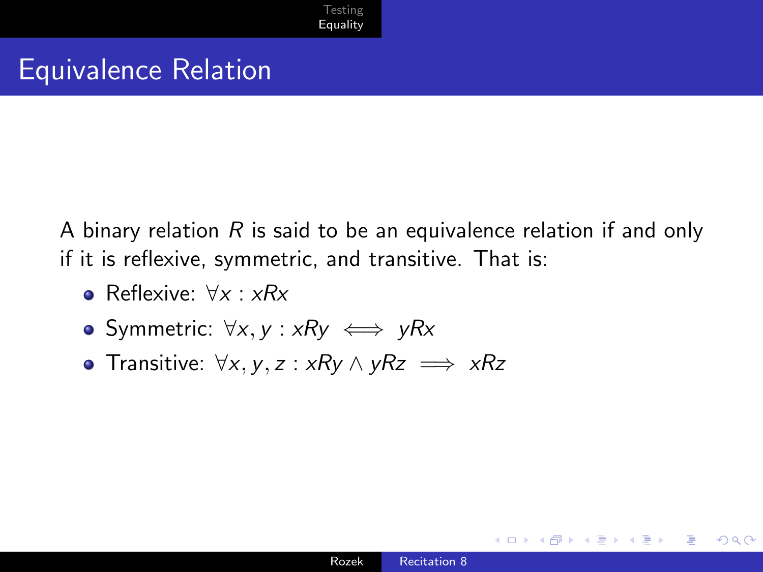# Equivalence Relation

A binary relation $R$ is said to be an equivalence relation if and only if it is reflexive, symmetric, and transitive. That is:

- Reflexive: $\forall x : xRx$
- Symmetric: $\forall x, y : xRy \iff yRx$
- Transitive: $\forall x, y, z : xRy \land yRz \implies xRz$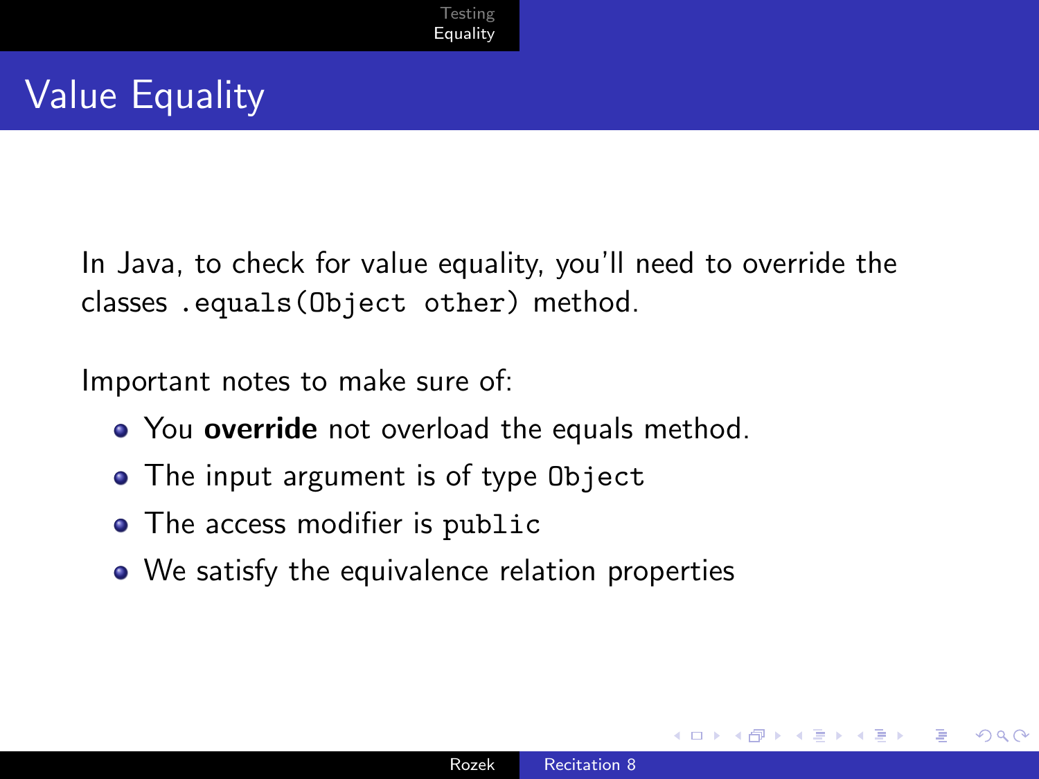# Value Equality

In Java, to check for value equality, you'll need to override the classes `.equals(Object other)` method.

Important notes to make sure of:

- You **override** not overload the equals method.
- The input argument is of type `Object`
- The access modifier is `public`
- We satisfy the equivalence relation properties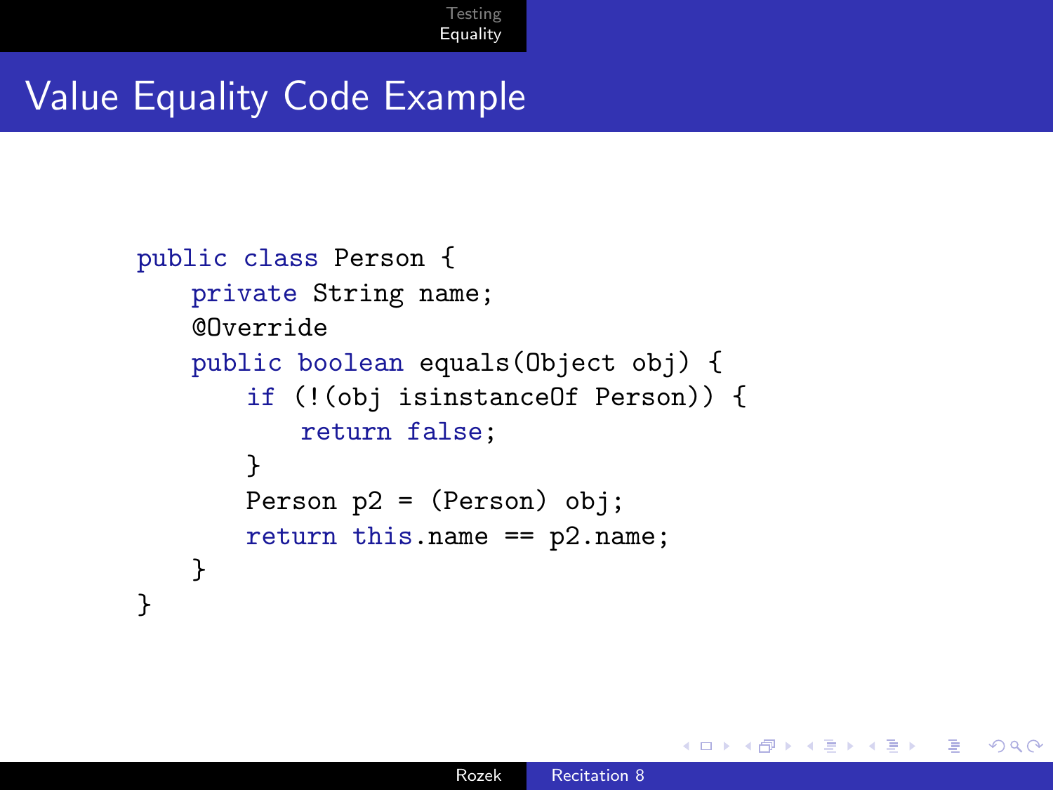# Value Equality Code Example

```
public class Person {
    private String name;
    @Override
    public boolean equals(Object obj) {
        if (!(obj isinstanceOf Person)) {
            return false;
        }
        Person p2 = (Person) obj;
        return this.name == p2.name;
    }
}
```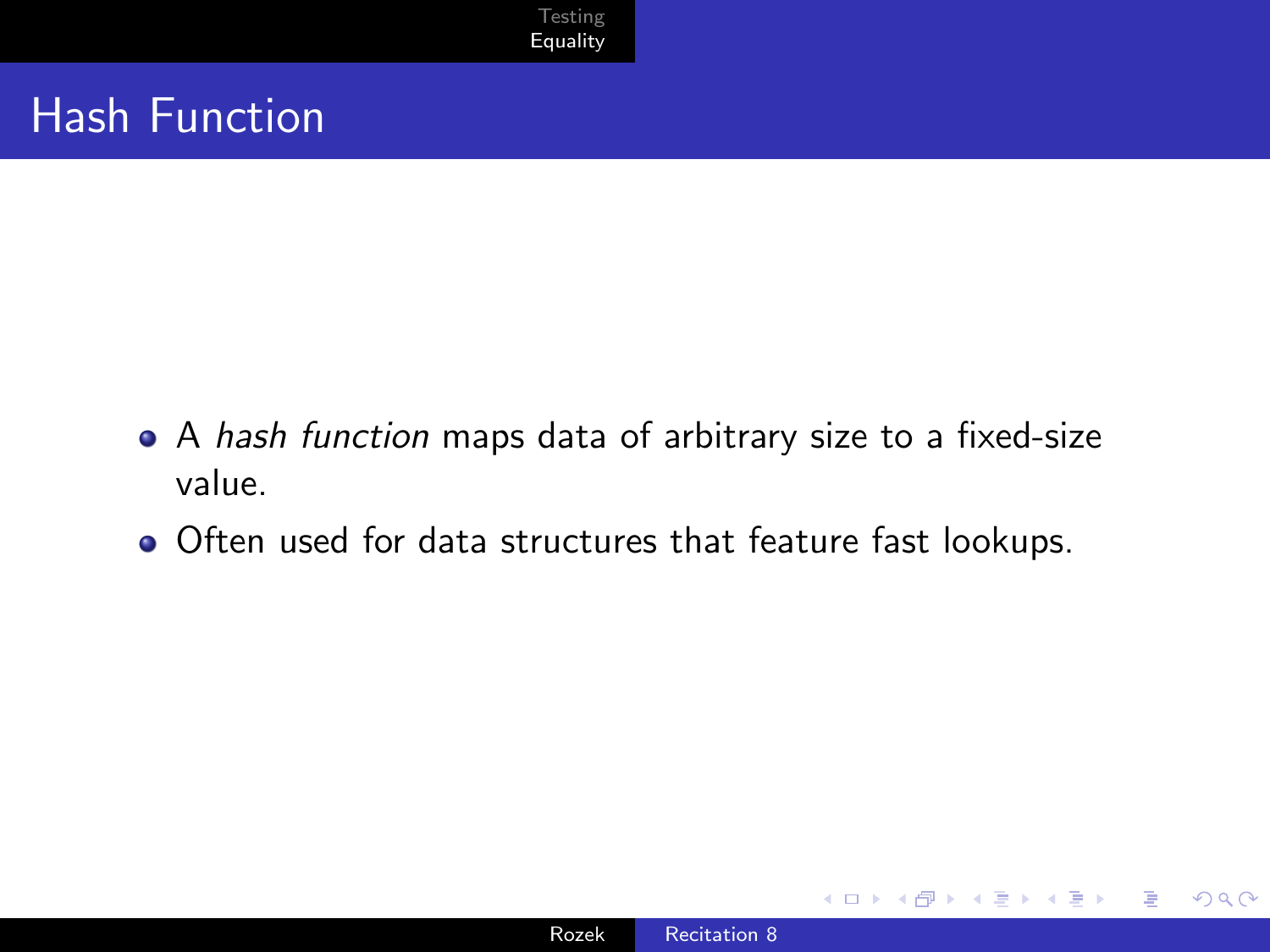# Hash Function

- A *hash function* maps data of arbitrary size to a fixed-size value.
- Often used for data structures that feature fast lookups.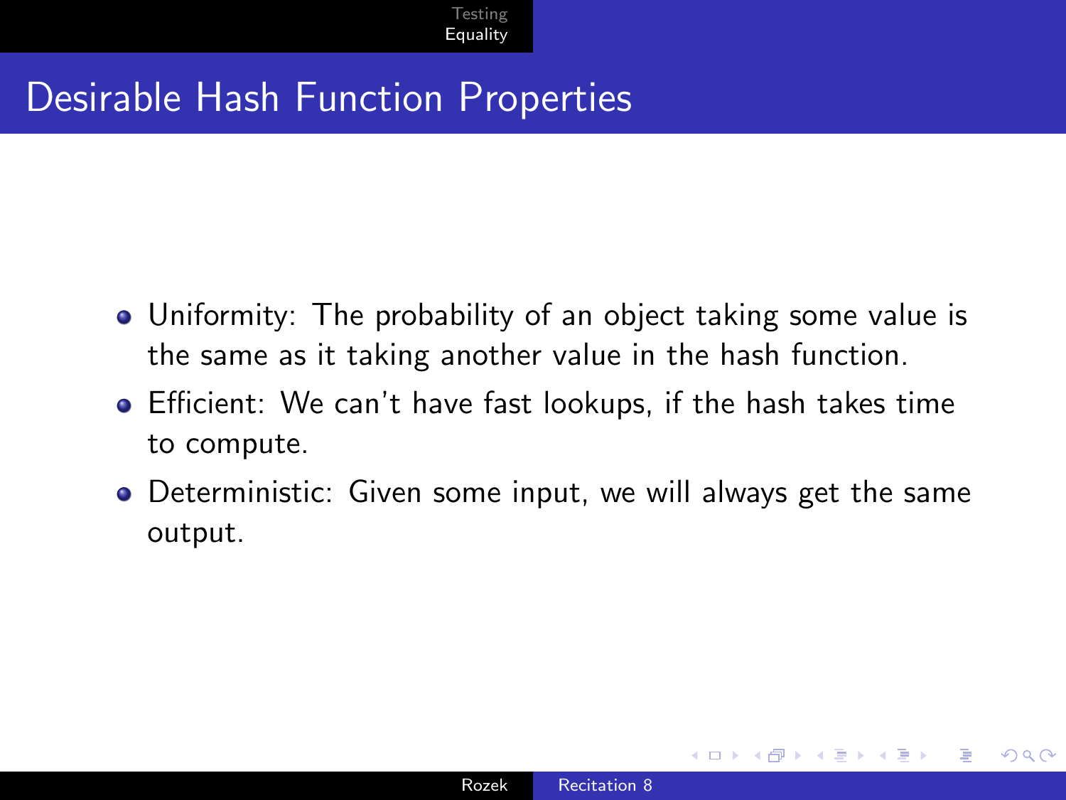# Desirable Hash Function Properties

- Uniformity: The probability of an object taking some value is the same as it taking another value in the hash function.
- Efficient: We can't have fast lookups, if the hash takes time to compute.
- Deterministic: Given some input, we will always get the same output.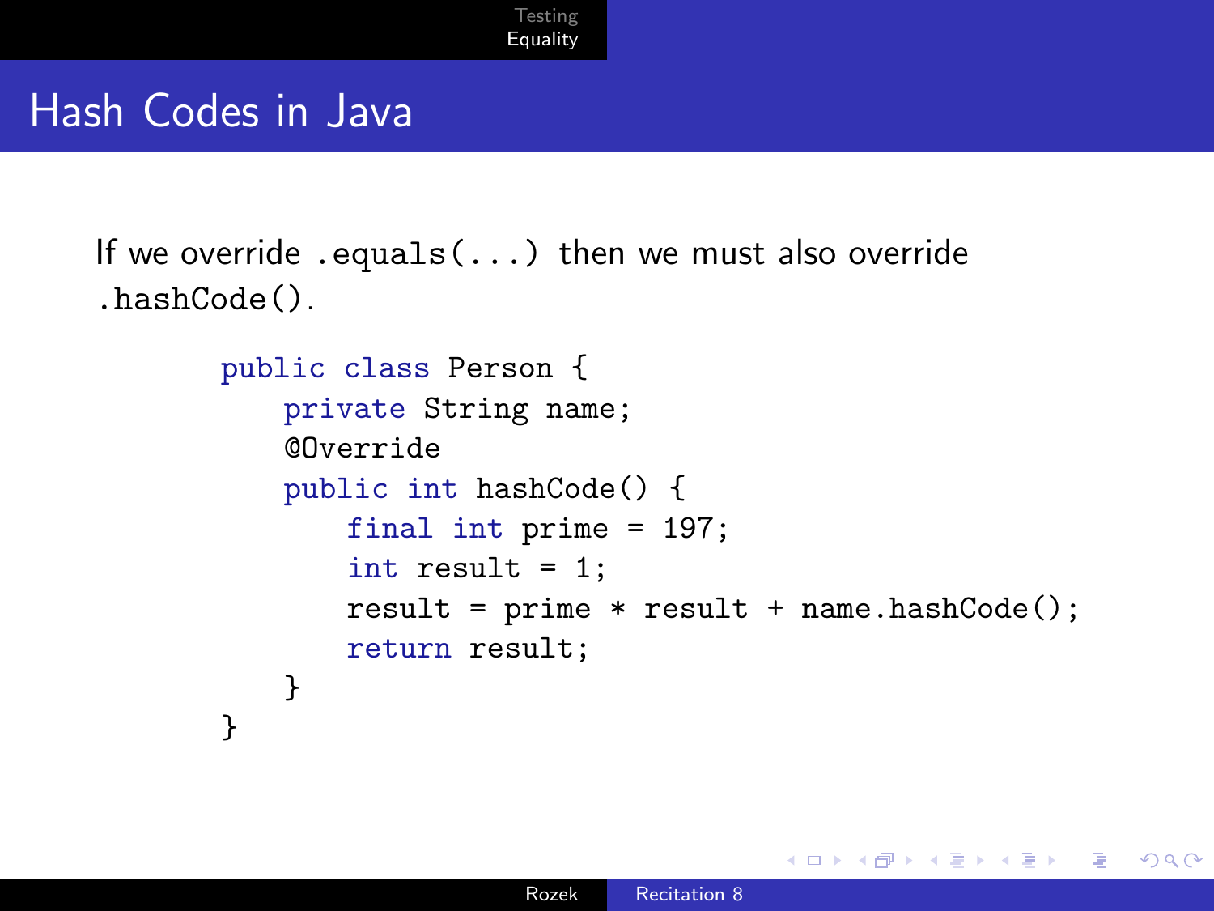# Hash Codes in Java

If we override `.equals(...)` then we must also override `.hashCode()`.

```
public class Person {
    private String name;
    @Override
    public int hashCode() {
        final int prime = 197;
        int result = 1;
        result = prime * result + name.hashCode();
        return result;
    }
}
```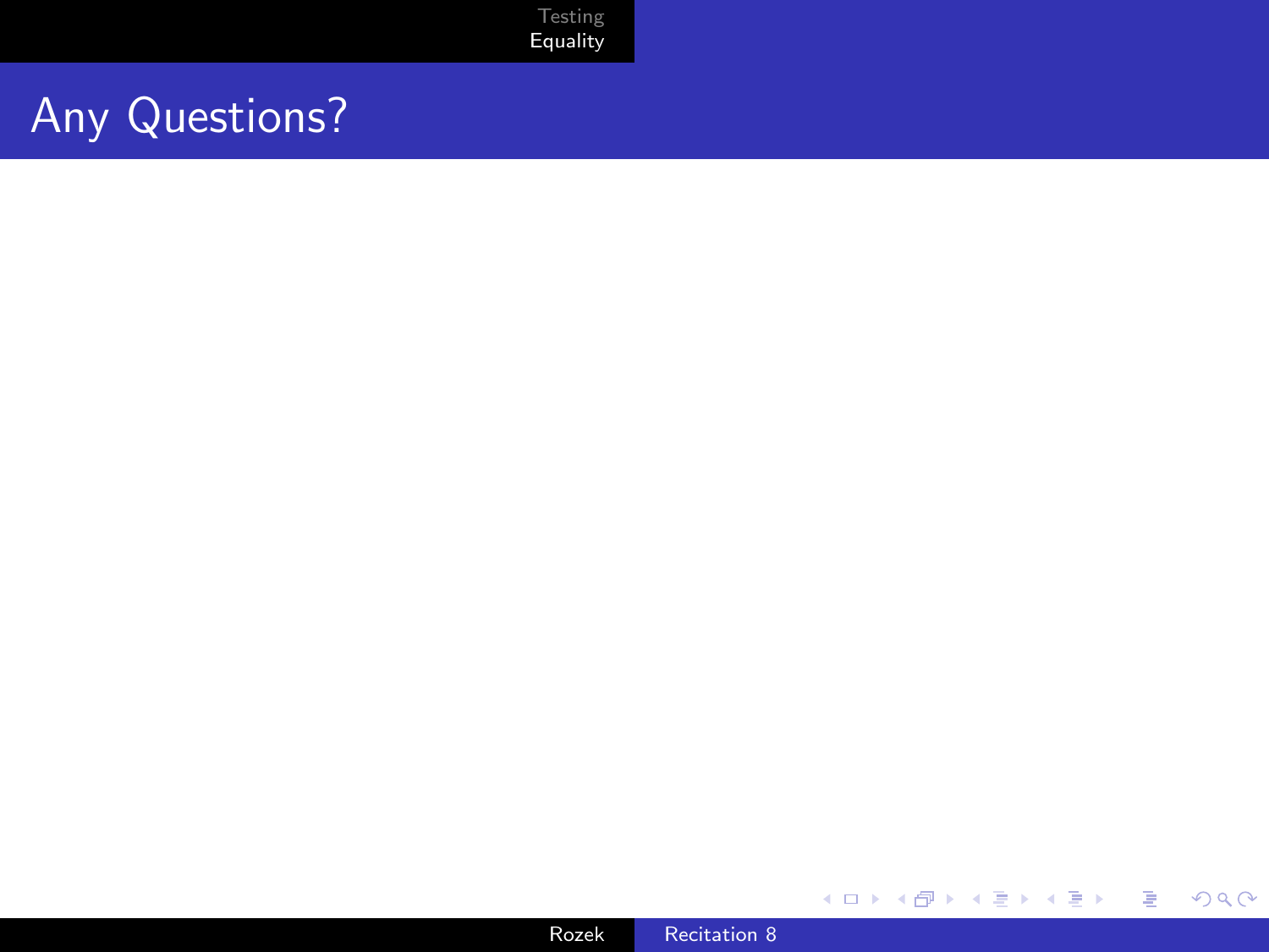# Any Questions?